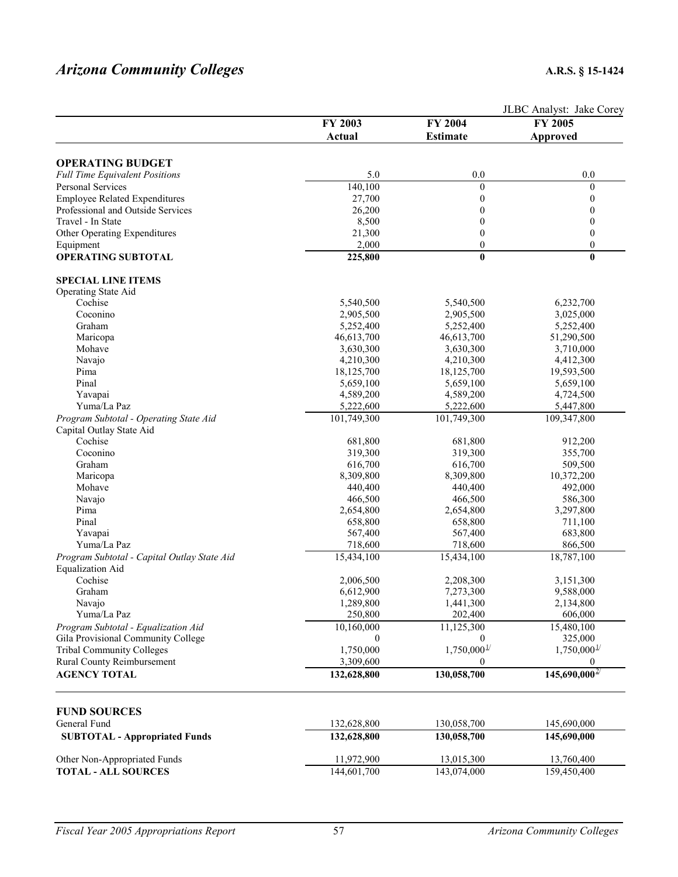# *Arizona Community Colleges*

**A.R.S. § 15-1424**

JLBC Analyst: Jake Corey

| | FY 2003 Actual | FY 2004 Estimate | FY 2005 Approved |
|---|---|---|---|
| **OPERATING BUDGET** | | | |
| *Full Time Equivalent Positions* | 5.0 | 0.0 | 0.0 |
| Personal Services | 140,100 | 0 | 0 |
| Employee Related Expenditures | 27,700 | 0 | 0 |
| Professional and Outside Services | 26,200 | 0 | 0 |
| Travel - In State | 8,500 | 0 | 0 |
| Other Operating Expenditures | 21,300 | 0 | 0 |
| Equipment | 2,000 | 0 | 0 |
| **OPERATING SUBTOTAL** | **225,800** | **0** | **0** |
| **SPECIAL LINE ITEMS** | | | |
| Operating State Aid | | | |
| Cochise | 5,540,500 | 5,540,500 | 6,232,700 |
| Coconino | 2,905,500 | 2,905,500 | 3,025,000 |
| Graham | 5,252,400 | 5,252,400 | 5,252,400 |
| Maricopa | 46,613,700 | 46,613,700 | 51,290,500 |
| Mohave | 3,630,300 | 3,630,300 | 3,710,000 |
| Navajo | 4,210,300 | 4,210,300 | 4,412,300 |
| Pima | 18,125,700 | 18,125,700 | 19,593,500 |
| Pinal | 5,659,100 | 5,659,100 | 5,659,100 |
| Yavapai | 4,589,200 | 4,589,200 | 4,724,500 |
| Yuma/La Paz | 5,222,600 | 5,222,600 | 5,447,800 |
| *Program Subtotal - Operating State Aid* | 101,749,300 | 101,749,300 | 109,347,800 |
| Capital Outlay State Aid | | | |
| Cochise | 681,800 | 681,800 | 912,200 |
| Coconino | 319,300 | 319,300 | 355,700 |
| Graham | 616,700 | 616,700 | 509,500 |
| Maricopa | 8,309,800 | 8,309,800 | 10,372,200 |
| Mohave | 440,400 | 440,400 | 492,000 |
| Navajo | 466,500 | 466,500 | 586,300 |
| Pima | 2,654,800 | 2,654,800 | 3,297,800 |
| Pinal | 658,800 | 658,800 | 711,100 |
| Yavapai | 567,400 | 567,400 | 683,800 |
| Yuma/La Paz | 718,600 | 718,600 | 866,500 |
| *Program Subtotal - Capital Outlay State Aid* | 15,434,100 | 15,434,100 | 18,787,100 |
| Equalization Aid | | | |
| Cochise | 2,006,500 | 2,208,300 | 3,151,300 |
| Graham | 6,612,900 | 7,273,300 | 9,588,000 |
| Navajo | 1,289,800 | 1,441,300 | 2,134,800 |
| Yuma/La Paz | 250,800 | 202,400 | 606,000 |
| *Program Subtotal - Equalization Aid* | 10,160,000 | 11,125,300 | 15,480,100 |
| Gila Provisional Community College | 0 | 0 | 325,000 |
| Tribal Community Colleges | 1,750,000 | 1,750,000 [1/] | 1,750,000 [1/] |
| Rural County Reimbursement | 3,309,600 | 0 | 0 |
| **AGENCY TOTAL** | **132,628,800** | **130,058,700** | **145,690,000** [2/] |
| | | | |
| **FUND SOURCES** | | | |
| General Fund | 132,628,800 | 130,058,700 | 145,690,000 |
| **SUBTOTAL - Appropriated Funds** | **132,628,800** | **130,058,700** | **145,690,000** |
| Other Non-Appropriated Funds | 11,972,900 | 13,015,300 | 13,760,400 |
| **TOTAL - ALL SOURCES** | 144,601,700 | 143,074,000 | 159,450,400 |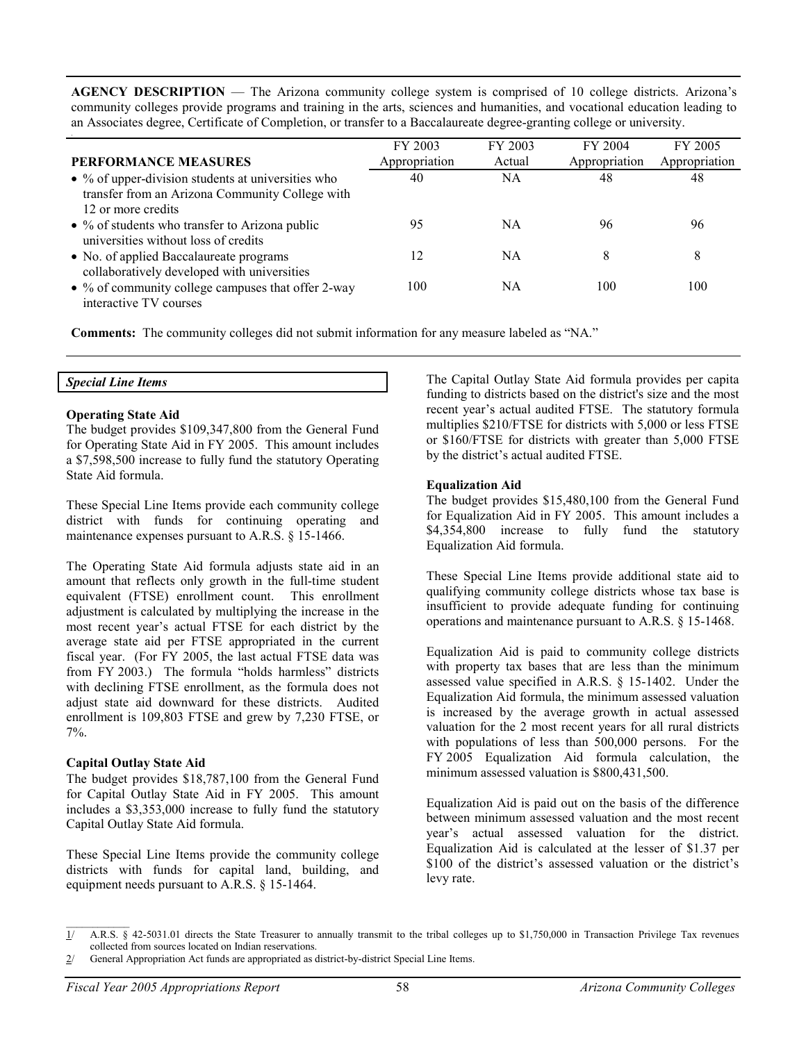**AGENCY DESCRIPTION** — The Arizona community college system is comprised of 10 college districts. Arizona's community colleges provide programs and training in the arts, sciences and humanities, and vocational education leading to an Associates degree, Certificate of Completion, or transfer to a Baccalaureate degree-granting college or university.

| PERFORMANCE MEASURES | FY 2003 Appropriation | FY 2003 Actual | FY 2004 Appropriation | FY 2005 Appropriation |
|---|---|---|---|---|
| • % of upper-division students at universities who transfer from an Arizona Community College with 12 or more credits | 40 | NA | 48 | 48 |
| • % of students who transfer to Arizona public universities without loss of credits | 95 | NA | 96 | 96 |
| • No. of applied Baccalaureate programs collaboratively developed with universities | 12 | NA | 8 | 8 |
| • % of community college campuses that offer 2-way interactive TV courses | 100 | NA | 100 | 100 |

**Comments:** The community colleges did not submit information for any measure labeled as "NA."

***Special Line Items***

**Operating State Aid**

The budget provides $109,347,800 from the General Fund for Operating State Aid in FY 2005. This amount includes a $7,598,500 increase to fully fund the statutory Operating State Aid formula.

These Special Line Items provide each community college district with funds for continuing operating and maintenance expenses pursuant to A.R.S. § 15-1466.

The Operating State Aid formula adjusts state aid in an amount that reflects only growth in the full-time student equivalent (FTSE) enrollment count. This enrollment adjustment is calculated by multiplying the increase in the most recent year's actual FTSE for each district by the average state aid per FTSE appropriated in the current fiscal year. (For FY 2005, the last actual FTSE data was from FY 2003.) The formula "holds harmless" districts with declining FTSE enrollment, as the formula does not adjust state aid downward for these districts. Audited enrollment is 109,803 FTSE and grew by 7,230 FTSE, or 7%.

**Capital Outlay State Aid**

The budget provides $18,787,100 from the General Fund for Capital Outlay State Aid in FY 2005. This amount includes a $3,353,000 increase to fully fund the statutory Capital Outlay State Aid formula.

These Special Line Items provide the community college districts with funds for capital land, building, and equipment needs pursuant to A.R.S. § 15-1464.

The Capital Outlay State Aid formula provides per capita funding to districts based on the district's size and the most recent year's actual audited FTSE. The statutory formula multiplies $210/FTSE for districts with 5,000 or less FTSE or $160/FTSE for districts with greater than 5,000 FTSE by the district's actual audited FTSE.

**Equalization Aid**

The budget provides $15,480,100 from the General Fund for Equalization Aid in FY 2005. This amount includes a $4,354,800 increase to fully fund the statutory Equalization Aid formula.

These Special Line Items provide additional state aid to qualifying community college districts whose tax base is insufficient to provide adequate funding for continuing operations and maintenance pursuant to A.R.S. § 15-1468.

Equalization Aid is paid to community college districts with property tax bases that are less than the minimum assessed value specified in A.R.S. § 15-1402. Under the Equalization Aid formula, the minimum assessed valuation is increased by the average growth in actual assessed valuation for the 2 most recent years for all rural districts with populations of less than 500,000 persons. For the FY 2005 Equalization Aid formula calculation, the minimum assessed valuation is $800,431,500.

Equalization Aid is paid out on the basis of the difference between minimum assessed valuation and the most recent year's actual assessed valuation for the district. Equalization Aid is calculated at the lesser of $1.37 per $100 of the district's assessed valuation or the district's levy rate.

1/ A.R.S. § 42-5031.01 directs the State Treasurer to annually transmit to the tribal colleges up to $1,750,000 in Transaction Privilege Tax revenues collected from sources located on Indian reservations.

2/ General Appropriation Act funds are appropriated as district-by-district Special Line Items.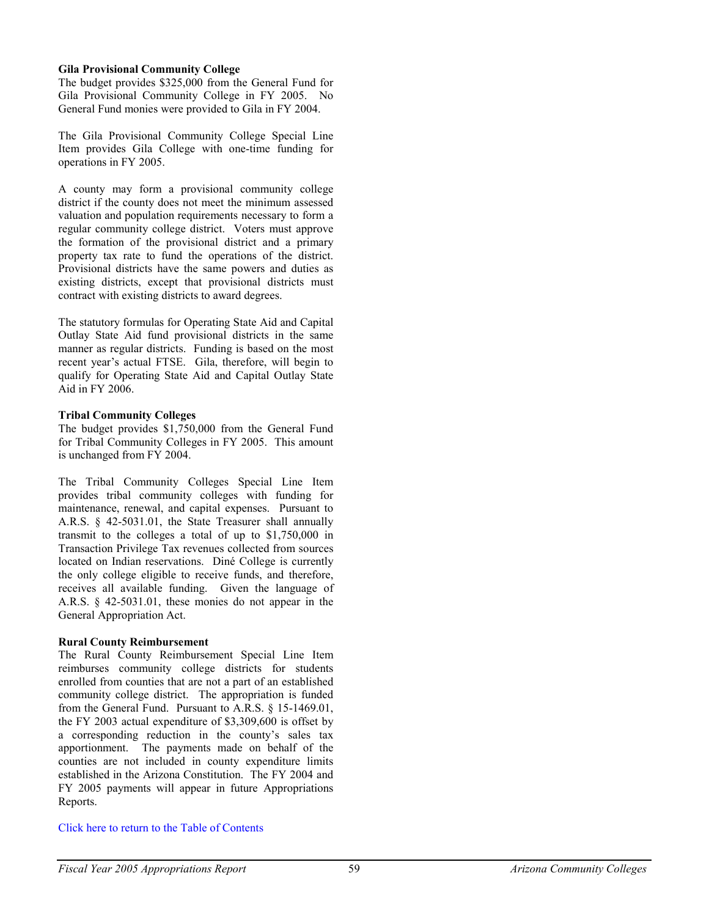**Gila Provisional Community College**

The budget provides $325,000 from the General Fund for Gila Provisional Community College in FY 2005. No General Fund monies were provided to Gila in FY 2004.

The Gila Provisional Community College Special Line Item provides Gila College with one-time funding for operations in FY 2005.

A county may form a provisional community college district if the county does not meet the minimum assessed valuation and population requirements necessary to form a regular community college district. Voters must approve the formation of the provisional district and a primary property tax rate to fund the operations of the district. Provisional districts have the same powers and duties as existing districts, except that provisional districts must contract with existing districts to award degrees.

The statutory formulas for Operating State Aid and Capital Outlay State Aid fund provisional districts in the same manner as regular districts. Funding is based on the most recent year's actual FTSE. Gila, therefore, will begin to qualify for Operating State Aid and Capital Outlay State Aid in FY 2006.

**Tribal Community Colleges**

The budget provides $1,750,000 from the General Fund for Tribal Community Colleges in FY 2005. This amount is unchanged from FY 2004.

The Tribal Community Colleges Special Line Item provides tribal community colleges with funding for maintenance, renewal, and capital expenses. Pursuant to A.R.S. § 42-5031.01, the State Treasurer shall annually transmit to the colleges a total of up to $1,750,000 in Transaction Privilege Tax revenues collected from sources located on Indian reservations. Diné College is currently the only college eligible to receive funds, and therefore, receives all available funding. Given the language of A.R.S. § 42-5031.01, these monies do not appear in the General Appropriation Act.

**Rural County Reimbursement**

The Rural County Reimbursement Special Line Item reimburses community college districts for students enrolled from counties that are not a part of an established community college district. The appropriation is funded from the General Fund. Pursuant to A.R.S. § 15-1469.01, the FY 2003 actual expenditure of $3,309,600 is offset by a corresponding reduction in the county's sales tax apportionment. The payments made on behalf of the counties are not included in county expenditure limits established in the Arizona Constitution. The FY 2004 and FY 2005 payments will appear in future Appropriations Reports.

Click here to return to the Table of Contents